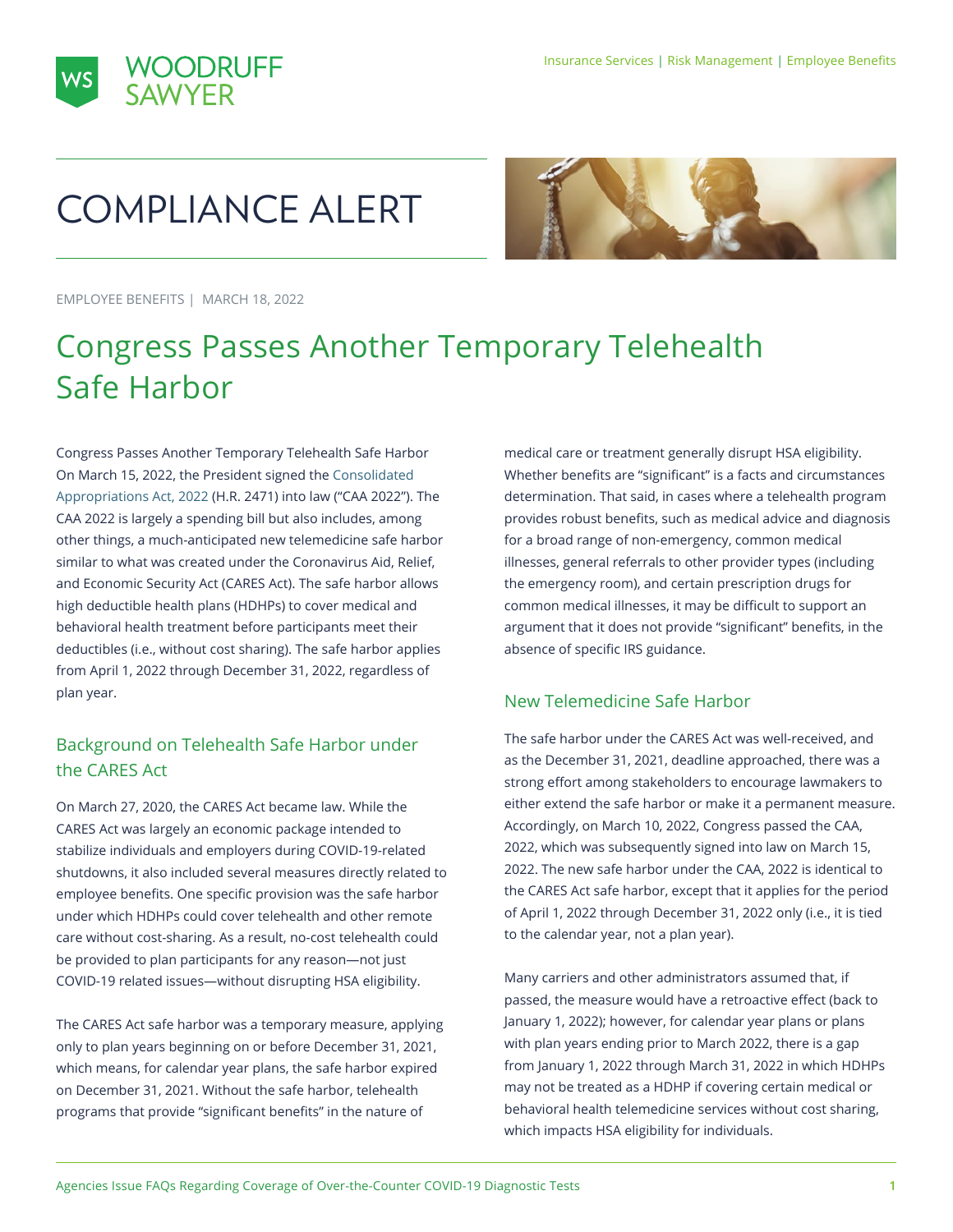COMPLIANCE ALERT

EMPLOYEE BENEFITS | MARCH 18, 2022

# Congress Passes Another Temporary Telehealth Safe Harbor

Congress Passes Another Temporary Telehealth Safe Harbor On March 15, 2022, the President signed the Consolidated Appropriations Act, 2022 (H.R. 2471) into law ("CAA 2022"). The CAA 2022 is largely a spending bill but also includes, among other things, a much-anticipated new telemedicine safe harbor similar to what was created under the Coronavirus Aid, Relief, and Economic Security Act (CARES Act). The safe harbor allows high deductible health plans (HDHPs) to cover medical and behavioral health treatment before participants meet their deductibles (i.e., without cost sharing). The safe harbor applies from April 1, 2022 through December 31, 2022, regardless of plan year.

## Background on Telehealth Safe Harbor under the CARES Act

On March 27, 2020, the CARES Act became law. While the CARES Act was largely an economic package intended to stabilize individuals and employers during COVID-19-related shutdowns, it also included several measures directly related to employee benefits. One specific provision was the safe harbor under which HDHPs could cover telehealth and other remote care without cost-sharing. As a result, no-cost telehealth could be provided to plan participants for any reason—not just COVID-19 related issues—without disrupting HSA eligibility.

The CARES Act safe harbor was a temporary measure, applying only to plan years beginning on or before December 31, 2021, which means, for calendar year plans, the safe harbor expired on December 31, 2021. Without the safe harbor, telehealth programs that provide "significant benefits" in the nature of medical care or treatment generally disrupt HSA eligibility. Whether benefits are "significant" is a facts and circumstances determination. That said, in cases where a telehealth program provides robust benefits, such as medical advice and diagnosis for a broad range of non-emergency, common medical illnesses, general referrals to other provider types (including the emergency room), and certain prescription drugs for common medical illnesses, it may be difficult to support an argument that it does not provide "significant" benefits, in the absence of specific IRS guidance.

## New Telemedicine Safe Harbor

The safe harbor under the CARES Act was well-received, and as the December 31, 2021, deadline approached, there was a strong effort among stakeholders to encourage lawmakers to either extend the safe harbor or make it a permanent measure. Accordingly, on March 10, 2022, Congress passed the CAA, 2022, which was subsequently signed into law on March 15, 2022. The new safe harbor under the CAA, 2022 is identical to the CARES Act safe harbor, except that it applies for the period of April 1, 2022 through December 31, 2022 only (i.e., it is tied to the calendar year, not a plan year).

Many carriers and other administrators assumed that, if passed, the measure would have a retroactive effect (back to January 1, 2022); however, for calendar year plans or plans with plan years ending prior to March 2022, there is a gap from January 1, 2022 through March 31, 2022 in which HDHPs may not be treated as a HDHP if covering certain medical or behavioral health telemedicine services without cost sharing, which impacts HSA eligibility for individuals.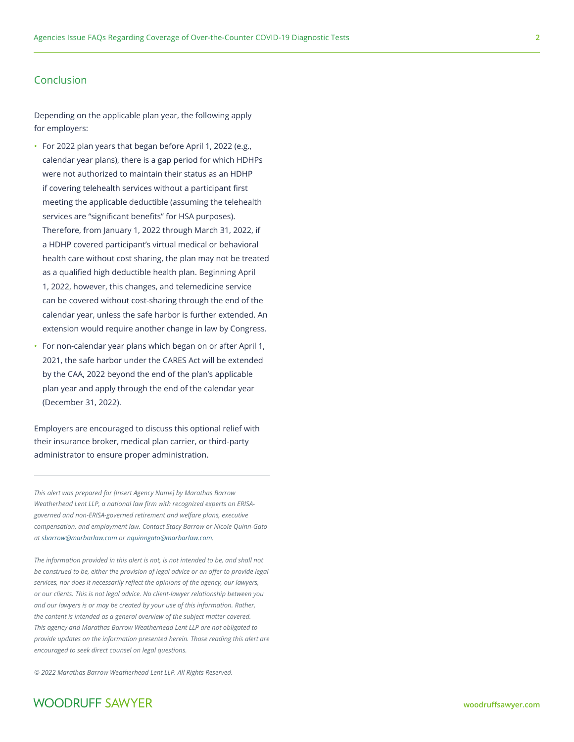## Conclusion

Depending on the applicable plan year, the following apply for employers:

- For 2022 plan years that began before April 1, 2022 (e.g., calendar year plans), there is a gap period for which HDHPs were not authorized to maintain their status as an HDHP if covering telehealth services without a participant first meeting the applicable deductible (assuming the telehealth services are "significant benefits" for HSA purposes). Therefore, from January 1, 2022 through March 31, 2022, if a HDHP covered participant's virtual medical or behavioral health care without cost sharing, the plan may not be treated as a qualified high deductible health plan. Beginning April 1, 2022, however, this changes, and telemedicine service can be covered without cost-sharing through the end of the calendar year, unless the safe harbor is further extended. An extension would require another change in law by Congress.
- For non-calendar year plans which began on or after April 1, 2021, the safe harbor under the CARES Act will be extended by the CAA, 2022 beyond the end of the plan's applicable plan year and apply through the end of the calendar year (December 31, 2022).

Employers are encouraged to discuss this optional relief with their insurance broker, medical plan carrier, or third-party administrator to ensure proper administration.

---

*This alert was prepared for [Insert Agency Name] by Marathas Barrow Weatherhead Lent LLP, a national law firm with recognized experts on ERISA-governed and non-ERISA-governed retirement and welfare plans, executive compensation, and employment law. Contact Stacy Barrow or Nicole Quinn-Gato at sbarrow@marbarlaw.com or nquinngato@marbarlaw.com.*

*The information provided in this alert is not, is not intended to be, and shall not be construed to be, either the provision of legal advice or an offer to provide legal services, nor does it necessarily reflect the opinions of the agency, our lawyers, or our clients. This is not legal advice. No client-lawyer relationship between you and our lawyers is or may be created by your use of this information. Rather, the content is intended as a general overview of the subject matter covered. This agency and Marathas Barrow Weatherhead Lent LLP are not obligated to provide updates on the information presented herein. Those reading this alert are encouraged to seek direct counsel on legal questions.*

*© 2022 Marathas Barrow Weatherhead Lent LLP. All Rights Reserved.*